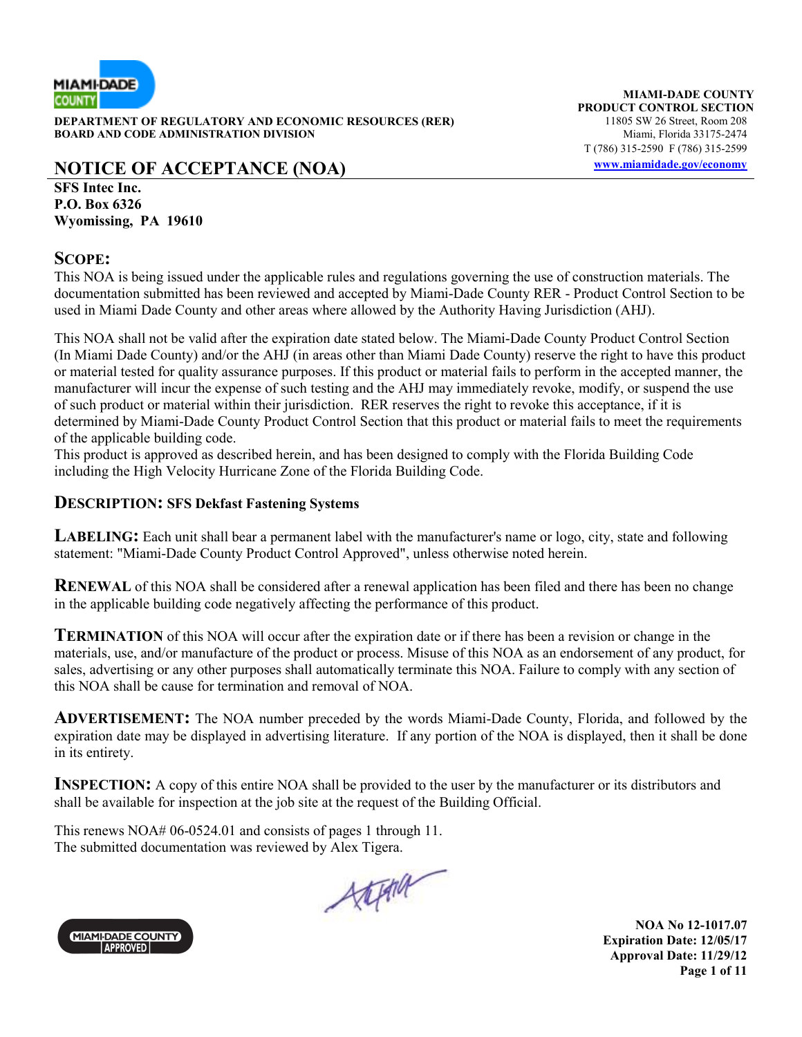**DEPARTMENT OF REGULATORY AND ECONOMIC RESOURCES (RER)**
**BOARD AND CODE ADMINISTRATION DIVISION**

**MIAMI-DADE COUNTY**
**PRODUCT CONTROL SECTION**
11805 SW 26 Street, Room 208
Miami, Florida 33175-2474
T (786) 315-2590 F (786) 315-2599
www.miamidade.gov/economy

# NOTICE OF ACCEPTANCE (NOA)

**SFS Intec Inc.**
**P.O. Box 6326**
**Wyomissing, PA 19610**

## SCOPE:

This NOA is being issued under the applicable rules and regulations governing the use of construction materials. The documentation submitted has been reviewed and accepted by Miami-Dade County RER - Product Control Section to be used in Miami Dade County and other areas where allowed by the Authority Having Jurisdiction (AHJ).

This NOA shall not be valid after the expiration date stated below. The Miami-Dade County Product Control Section (In Miami Dade County) and/or the AHJ (in areas other than Miami Dade County) reserve the right to have this product or material tested for quality assurance purposes. If this product or material fails to perform in the accepted manner, the manufacturer will incur the expense of such testing and the AHJ may immediately revoke, modify, or suspend the use of such product or material within their jurisdiction. RER reserves the right to revoke this acceptance, if it is determined by Miami-Dade County Product Control Section that this product or material fails to meet the requirements of the applicable building code.
This product is approved as described herein, and has been designed to comply with the Florida Building Code including the High Velocity Hurricane Zone of the Florida Building Code.

## DESCRIPTION: SFS Dekfast Fastening Systems

**LABELING:** Each unit shall bear a permanent label with the manufacturer's name or logo, city, state and following statement: "Miami-Dade County Product Control Approved", unless otherwise noted herein.

**RENEWAL** of this NOA shall be considered after a renewal application has been filed and there has been no change in the applicable building code negatively affecting the performance of this product.

**TERMINATION** of this NOA will occur after the expiration date or if there has been a revision or change in the materials, use, and/or manufacture of the product or process. Misuse of this NOA as an endorsement of any product, for sales, advertising or any other purposes shall automatically terminate this NOA. Failure to comply with any section of this NOA shall be cause for termination and removal of NOA.

**ADVERTISEMENT:** The NOA number preceded by the words Miami-Dade County, Florida, and followed by the expiration date may be displayed in advertising literature. If any portion of the NOA is displayed, then it shall be done in its entirety.

**INSPECTION:** A copy of this entire NOA shall be provided to the user by the manufacturer or its distributors and shall be available for inspection at the job site at the request of the Building Official.

This renews NOA# 06-0524.01 and consists of pages 1 through 11.
The submitted documentation was reviewed by Alex Tigera.

**NOA No 12-1017.07**
**Expiration Date: 12/05/17**
**Approval Date: 11/29/12**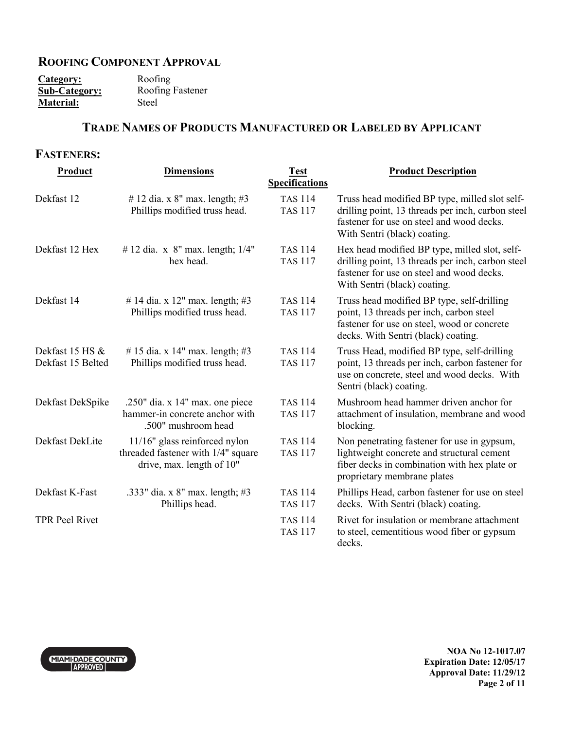## Roofing Component Approval

**Category:** Roofing
**Sub-Category:** Roofing Fastener
**Material:** Steel

## Trade Names of Products Manufactured or Labeled by Applicant

## Fasteners:

| Product | Dimensions | Test Specifications | Product Description |
|---|---|---|---|
| Dekfast 12 | # 12 dia. x 8" max. length; #3 Phillips modified truss head. | TAS 114<br>TAS 117 | Truss head modified BP type, milled slot self-drilling point, 13 threads per inch, carbon steel fastener for use on steel and wood decks. With Sentri (black) coating. |
| Dekfast 12 Hex | # 12 dia. x 8" max. length; 1/4" hex head. | TAS 114<br>TAS 117 | Hex head modified BP type, milled slot, self-drilling point, 13 threads per inch, carbon steel fastener for use on steel and wood decks. With Sentri (black) coating. |
| Dekfast 14 | # 14 dia. x 12" max. length; #3 Phillips modified truss head. | TAS 114<br>TAS 117 | Truss head modified BP type, self-drilling point, 13 threads per inch, carbon steel fastener for use on steel, wood or concrete decks. With Sentri (black) coating. |
| Dekfast 15 HS & Dekfast 15 Belted | # 15 dia. x 14" max. length; #3 Phillips modified truss head. | TAS 114<br>TAS 117 | Truss Head, modified BP type, self-drilling point, 13 threads per inch, carbon fastener for use on concrete, steel and wood decks. With Sentri (black) coating. |
| Dekfast DekSpike | .250" dia. x 14" max. one piece hammer-in concrete anchor with .500" mushroom head | TAS 114<br>TAS 117 | Mushroom head hammer driven anchor for attachment of insulation, membrane and wood blocking. |
| Dekfast DekLite | 11/16" glass reinforced nylon threaded fastener with 1/4" square drive, max. length of 10" | TAS 114<br>TAS 117 | Non penetrating fastener for use in gypsum, lightweight concrete and structural cement fiber decks in combination with hex plate or proprietary membrane plates |
| Dekfast K-Fast | .333" dia. x 8" max. length; #3 Phillips head. | TAS 114<br>TAS 117 | Phillips Head, carbon fastener for use on steel decks. With Sentri (black) coating. |
| TPR Peel Rivet | | TAS 114<br>TAS 117 | Rivet for insulation or membrane attachment to steel, cementitious wood fiber or gypsum decks. |

**NOA No 12-1017.07**
**Expiration Date: 12/05/17**
**Approval Date: 11/29/12**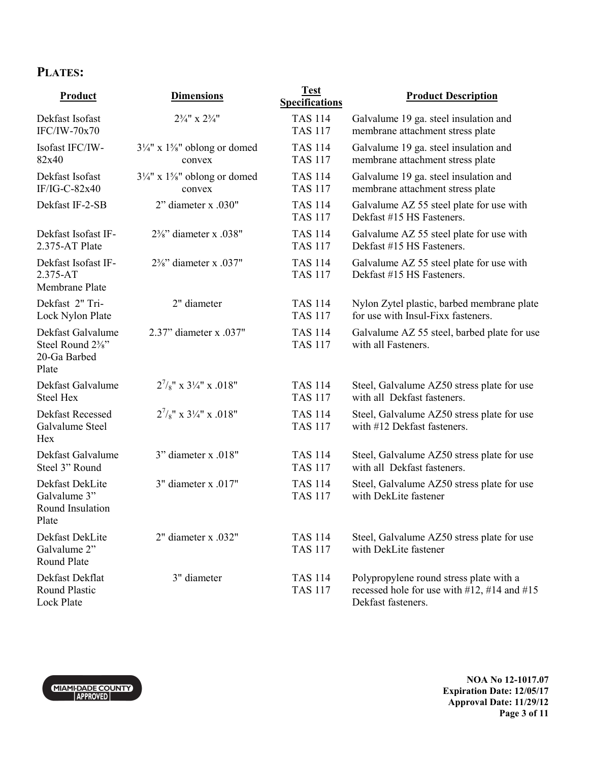## PLATES:

| Product | Dimensions | Test Specifications | Product Description |
|---|---|---|---|
| Dekfast Isofast IFC/IW-70x70 | 2¾" x 2¾" | TAS 114<br>TAS 117 | Galvalume 19 ga. steel insulation and membrane attachment stress plate |
| Isofast IFC/IW-82x40 | 3¼" x 1⅝" oblong or domed convex | TAS 114<br>TAS 117 | Galvalume 19 ga. steel insulation and membrane attachment stress plate |
| Dekfast Isofast IF/IG-C-82x40 | 3¼" x 1⅝" oblong or domed convex | TAS 114<br>TAS 117 | Galvalume 19 ga. steel insulation and membrane attachment stress plate |
| Dekfast IF-2-SB | 2" diameter x .030" | TAS 114<br>TAS 117 | Galvalume AZ 55 steel plate for use with Dekfast #15 HS Fasteners. |
| Dekfast Isofast IF-2.375-AT Plate | 2⅜" diameter x .038" | TAS 114<br>TAS 117 | Galvalume AZ 55 steel plate for use with Dekfast #15 HS Fasteners. |
| Dekfast Isofast IF-2.375-AT Membrane Plate | 2⅜" diameter x .037" | TAS 114<br>TAS 117 | Galvalume AZ 55 steel plate for use with Dekfast #15 HS Fasteners. |
| Dekfast 2" Tri-Lock Nylon Plate | 2" diameter | TAS 114<br>TAS 117 | Nylon Zytel plastic, barbed membrane plate for use with Insul-Fixx fasteners. |
| Dekfast Galvalume Steel Round 2⅜" 20-Ga Barbed Plate | 2.37" diameter x .037" | TAS 114<br>TAS 117 | Galvalume AZ 55 steel, barbed plate for use with all Fasteners. |
| Dekfast Galvalume Steel Hex | 2⅞" x 3¼" x .018" | TAS 114<br>TAS 117 | Steel, Galvalume AZ50 stress plate for use with all Dekfast fasteners. |
| Dekfast Recessed Galvalume Steel Hex | 2⅞" x 3¼" x .018" | TAS 114<br>TAS 117 | Steel, Galvalume AZ50 stress plate for use with #12 Dekfast fasteners. |
| Dekfast Galvalume Steel 3" Round | 3" diameter x .018" | TAS 114<br>TAS 117 | Steel, Galvalume AZ50 stress plate for use with all Dekfast fasteners. |
| Dekfast DekLite Galvalume 3" Round Insulation Plate | 3" diameter x .017" | TAS 114<br>TAS 117 | Steel, Galvalume AZ50 stress plate for use with DekLite fastener |
| Dekfast DekLite Galvalume 2" Round Plate | 2" diameter x .032" | TAS 114<br>TAS 117 | Steel, Galvalume AZ50 stress plate for use with DekLite fastener |
| Dekfast Dekflat Round Plastic Lock Plate | 3" diameter | TAS 114<br>TAS 117 | Polypropylene round stress plate with a recessed hole for use with #12, #14 and #15 Dekfast fasteners. |

**NOA No 12-1017.07**
**Expiration Date: 12/05/17**
**Approval Date: 11/29/12**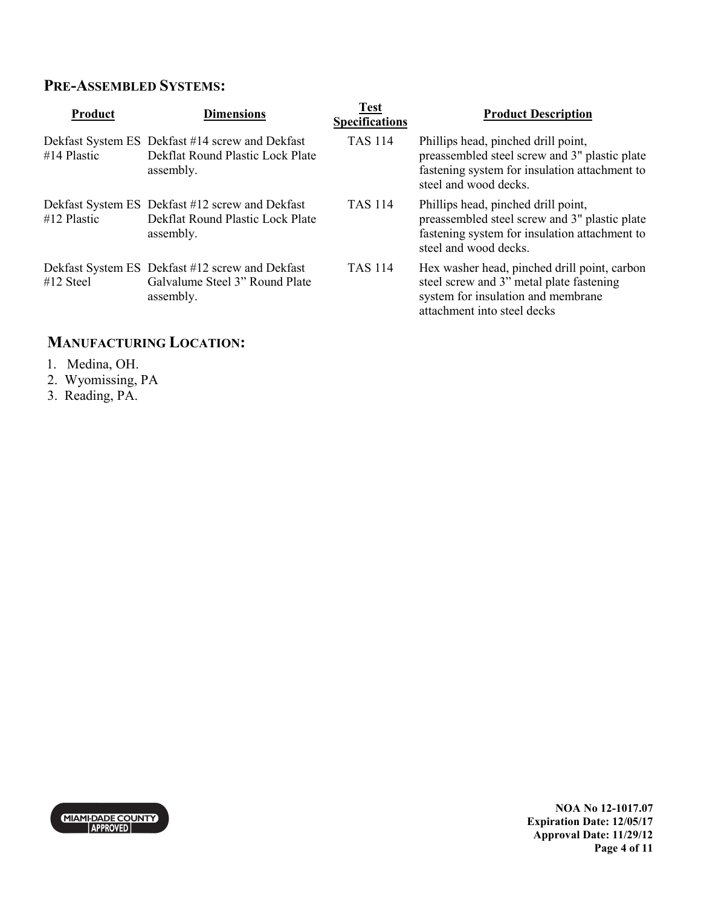## PRE-ASSEMBLED SYSTEMS:

| Product | Dimensions | Test Specifications | Product Description |
|---|---|---|---|
| Dekfast System ES #14 Plastic | Dekfast #14 screw and Dekfast Dekflat Round Plastic Lock Plate assembly. | TAS 114 | Phillips head, pinched drill point, preassembled steel screw and 3" plastic plate fastening system for insulation attachment to steel and wood decks. |
| Dekfast System ES #12 Plastic | Dekfast #12 screw and Dekfast Dekflat Round Plastic Lock Plate assembly. | TAS 114 | Phillips head, pinched drill point, preassembled steel screw and 3" plastic plate fastening system for insulation attachment to steel and wood decks. |
| Dekfast System ES #12 Steel | Dekfast #12 screw and Dekfast Galvalume Steel 3" Round Plate assembly. | TAS 114 | Hex washer head, pinched drill point, carbon steel screw and 3" metal plate fastening system for insulation and membrane attachment into steel decks |

## MANUFACTURING LOCATION:

1. Medina, OH.
2. Wyomissing, PA
3. Reading, PA.

NOA No 12-1017.07
Expiration Date: 12/05/17
Approval Date: 11/29/12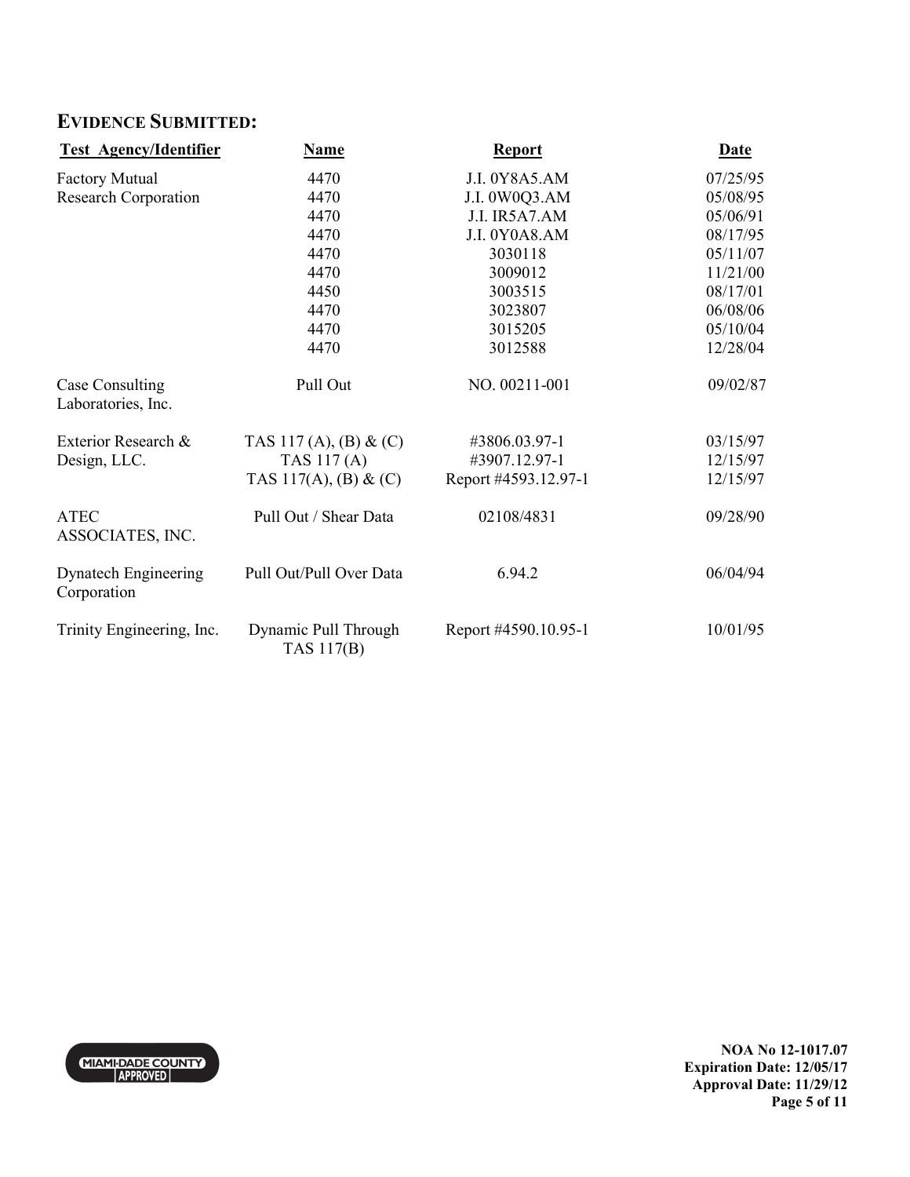## EVIDENCE SUBMITTED:

| Test Agency/Identifier | Name | Report | Date |
|---|---|---|---|
| Factory Mutual Research Corporation | 4470 | J.I. 0Y8A5.AM | 07/25/95 |
| | 4470 | J.I. 0W0Q3.AM | 05/08/95 |
| | 4470 | J.I. IR5A7.AM | 05/06/91 |
| | 4470 | J.I. 0Y0A8.AM | 08/17/95 |
| | 4470 | 3030118 | 05/11/07 |
| | 4470 | 3009012 | 11/21/00 |
| | 4450 | 3003515 | 08/17/01 |
| | 4470 | 3023807 | 06/08/06 |
| | 4470 | 3015205 | 05/10/04 |
| | 4470 | 3012588 | 12/28/04 |
| Case Consulting Laboratories, Inc. | Pull Out | NO. 00211-001 | 09/02/87 |
| Exterior Research & Design, LLC. | TAS 117 (A), (B) & (C) | #3806.03.97-1 | 03/15/97 |
| | TAS 117 (A) | #3907.12.97-1 | 12/15/97 |
| | TAS 117(A), (B) & (C) | Report #4593.12.97-1 | 12/15/97 |
| ATEC ASSOCIATES, INC. | Pull Out / Shear Data | 02108/4831 | 09/28/90 |
| Dynatech Engineering Corporation | Pull Out/Pull Over Data | 6.94.2 | 06/04/94 |
| Trinity Engineering, Inc. | Dynamic Pull Through TAS 117(B) | Report #4590.10.95-1 | 10/01/95 |

MIAMI-DADE COUNTY APPROVED

**NOA No 12-1017.07**
**Expiration Date: 12/05/17**
**Approval Date: 11/29/12**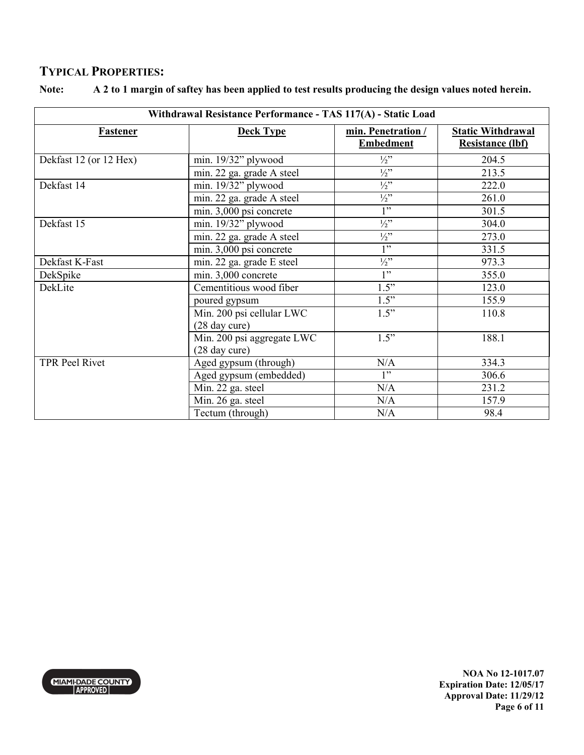## TYPICAL PROPERTIES:

**Note: A 2 to 1 margin of saftey has been applied to test results producing the design values noted herein.**

| Withdrawal Resistance Performance - TAS 117(A) - Static Load | | | |
|---|---|---|---|
| **Fastener** | **Deck Type** | **min. Penetration / Embedment** | **Static Withdrawal Resistance (lbf)** |
| Dekfast 12 (or 12 Hex) | min. 19/32" plywood | ½" | 204.5 |
| | min. 22 ga. grade A steel | ½" | 213.5 |
| Dekfast 14 | min. 19/32" plywood | ½" | 222.0 |
| | min. 22 ga. grade A steel | ½" | 261.0 |
| | min. 3,000 psi concrete | 1" | 301.5 |
| Dekfast 15 | min. 19/32" plywood | ½" | 304.0 |
| | min. 22 ga. grade A steel | ½" | 273.0 |
| | min. 3,000 psi concrete | 1" | 331.5 |
| Dekfast K-Fast | min. 22 ga. grade E steel | ½" | 973.3 |
| DekSpike | min. 3,000 concrete | 1" | 355.0 |
| DekLite | Cementitious wood fiber | 1.5" | 123.0 |
| | poured gypsum | 1.5" | 155.9 |
| | Min. 200 psi cellular LWC (28 day cure) | 1.5" | 110.8 |
| | Min. 200 psi aggregate LWC (28 day cure) | 1.5" | 188.1 |
| TPR Peel Rivet | Aged gypsum (through) | N/A | 334.3 |
| | Aged gypsum (embedded) | 1" | 306.6 |
| | Min. 22 ga. steel | N/A | 231.2 |
| | Min. 26 ga. steel | N/A | 157.9 |
| | Tectum (through) | N/A | 98.4 |

MIAMI-DADE COUNTY APPROVED

**NOA No 12-1017.07**
**Expiration Date: 12/05/17**
**Approval Date: 11/29/12**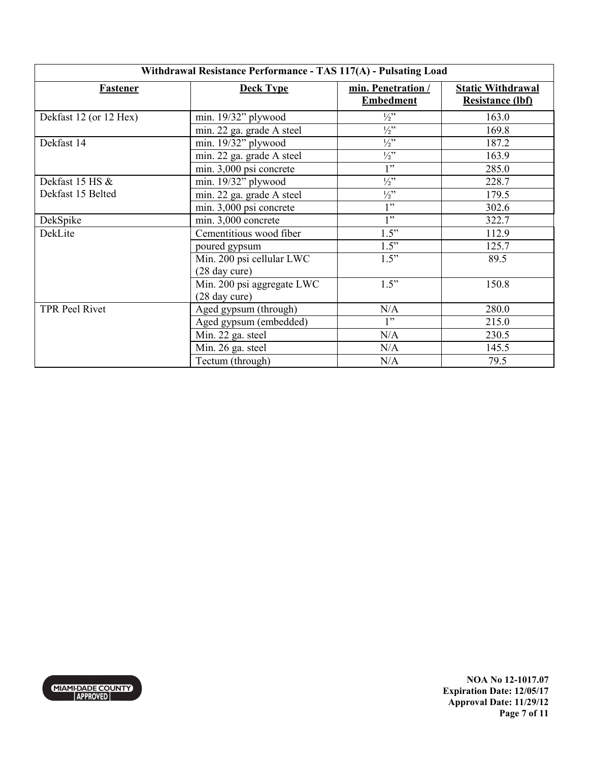| Withdrawal Resistance Performance - TAS 117(A) - Pulsating Load | | | |
|---|---|---|---|
| **Fastener** | **Deck Type** | **min. Penetration / Embedment** | **Static Withdrawal Resistance (lbf)** |
| Dekfast 12 (or 12 Hex) | min. 19/32" plywood | ½" | 163.0 |
| | min. 22 ga. grade A steel | ½" | 169.8 |
| Dekfast 14 | min. 19/32" plywood | ½" | 187.2 |
| | min. 22 ga. grade A steel | ½" | 163.9 |
| | min. 3,000 psi concrete | 1" | 285.0 |
| Dekfast 15 HS & Dekfast 15 Belted | min. 19/32" plywood | ½" | 228.7 |
| | min. 22 ga. grade A steel | ½" | 179.5 |
| | min. 3,000 psi concrete | 1" | 302.6 |
| DekSpike | min. 3,000 concrete | 1" | 322.7 |
| DekLite | Cementitious wood fiber | 1.5" | 112.9 |
| | poured gypsum | 1.5" | 125.7 |
| | Min. 200 psi cellular LWC (28 day cure) | 1.5" | 89.5 |
| | Min. 200 psi aggregate LWC (28 day cure) | 1.5" | 150.8 |
| TPR Peel Rivet | Aged gypsum (through) | N/A | 280.0 |
| | Aged gypsum (embedded) | 1" | 215.0 |
| | Min. 22 ga. steel | N/A | 230.5 |
| | Min. 26 ga. steel | N/A | 145.5 |
| | Tectum (through) | N/A | 79.5 |

MIAMI-DADE COUNTY APPROVED

**NOA No 12-1017.07**
**Expiration Date: 12/05/17**
**Approval Date: 11/29/12**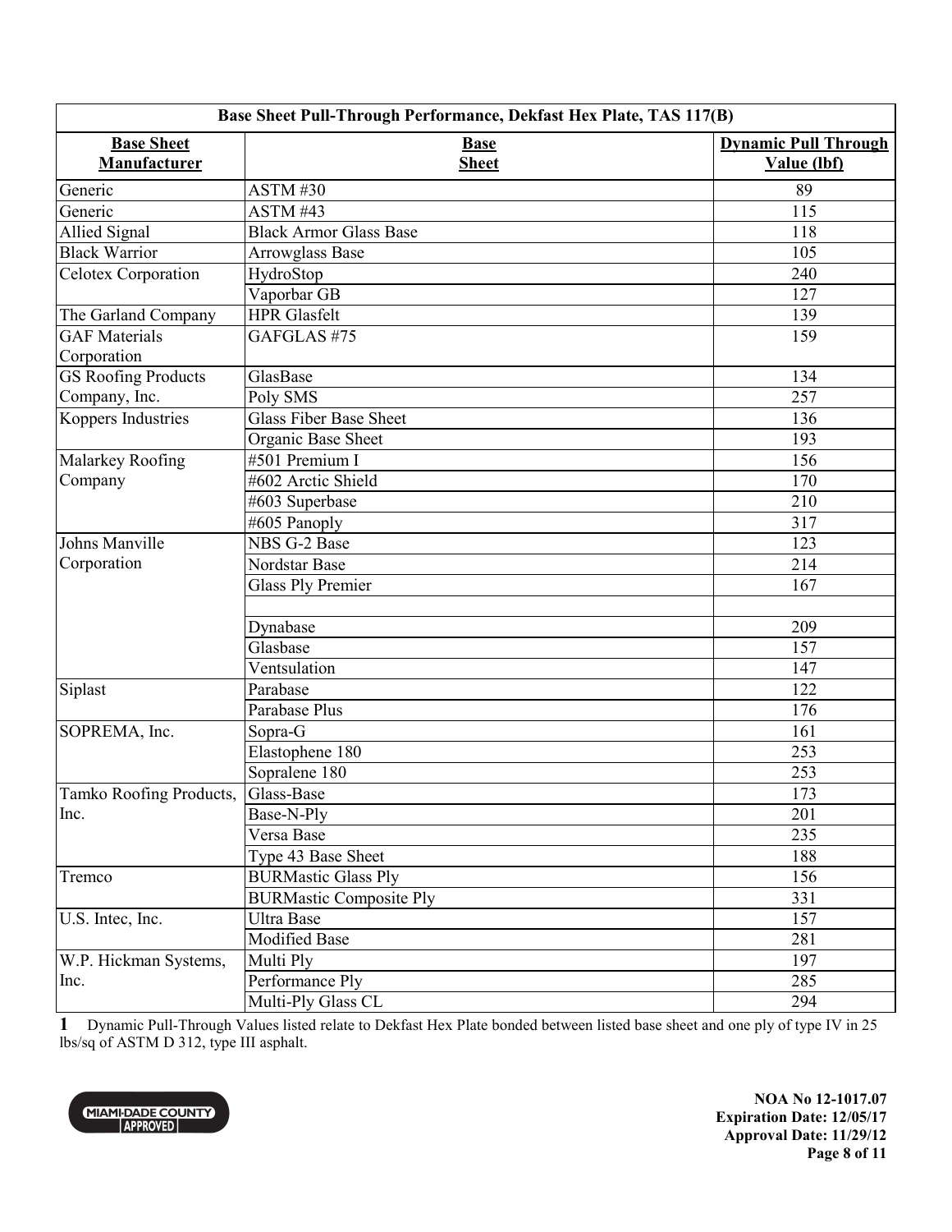| Base Sheet Pull-Through Performance, Dekfast Hex Plate, TAS 117(B) | | |
|---|---|---|
| **Base Sheet Manufacturer** | **Base Sheet** | **Dynamic Pull Through Value (lbf)** |
| Generic | ASTM #30 | 89 |
| Generic | ASTM #43 | 115 |
| Allied Signal | Black Armor Glass Base | 118 |
| Black Warrior | Arrowglass Base | 105 |
| Celotex Corporation | HydroStop | 240 |
| | Vaporbar GB | 127 |
| The Garland Company | HPR Glasfelt | 139 |
| GAF Materials Corporation | GAFGLAS #75 | 159 |
| GS Roofing Products Company, Inc. | GlasBase | 134 |
| | Poly SMS | 257 |
| Koppers Industries | Glass Fiber Base Sheet | 136 |
| | Organic Base Sheet | 193 |
| Malarkey Roofing Company | #501 Premium I | 156 |
| | #602 Arctic Shield | 170 |
| | #603 Superbase | 210 |
| | #605 Panoply | 317 |
| Johns Manville Corporation | NBS G-2 Base | 123 |
| | Nordstar Base | 214 |
| | Glass Ply Premier | 167 |
| | | |
| | Dynabase | 209 |
| | Glasbase | 157 |
| | Ventsulation | 147 |
| Siplast | Parabase | 122 |
| | Parabase Plus | 176 |
| SOPREMA, Inc. | Sopra-G | 161 |
| | Elastophene 180 | 253 |
| | Sopralene 180 | 253 |
| Tamko Roofing Products, Inc. | Glass-Base | 173 |
| | Base-N-Ply | 201 |
| | Versa Base | 235 |
| | Type 43 Base Sheet | 188 |
| Tremco | BURMastic Glass Ply | 156 |
| | BURMastic Composite Ply | 331 |
| U.S. Intec, Inc. | Ultra Base | 157 |
| | Modified Base | 281 |
| W.P. Hickman Systems, Inc. | Multi Ply | 197 |
| | Performance Ply | 285 |
| | Multi-Ply Glass CL | 294 |

**1** Dynamic Pull-Through Values listed relate to Dekfast Hex Plate bonded between listed base sheet and one ply of type IV in 25 lbs/sq of ASTM D 312, type III asphalt.

MIAMI-DADE COUNTY APPROVED

**NOA No 12-1017.07**
**Expiration Date: 12/05/17**
**Approval Date: 11/29/12**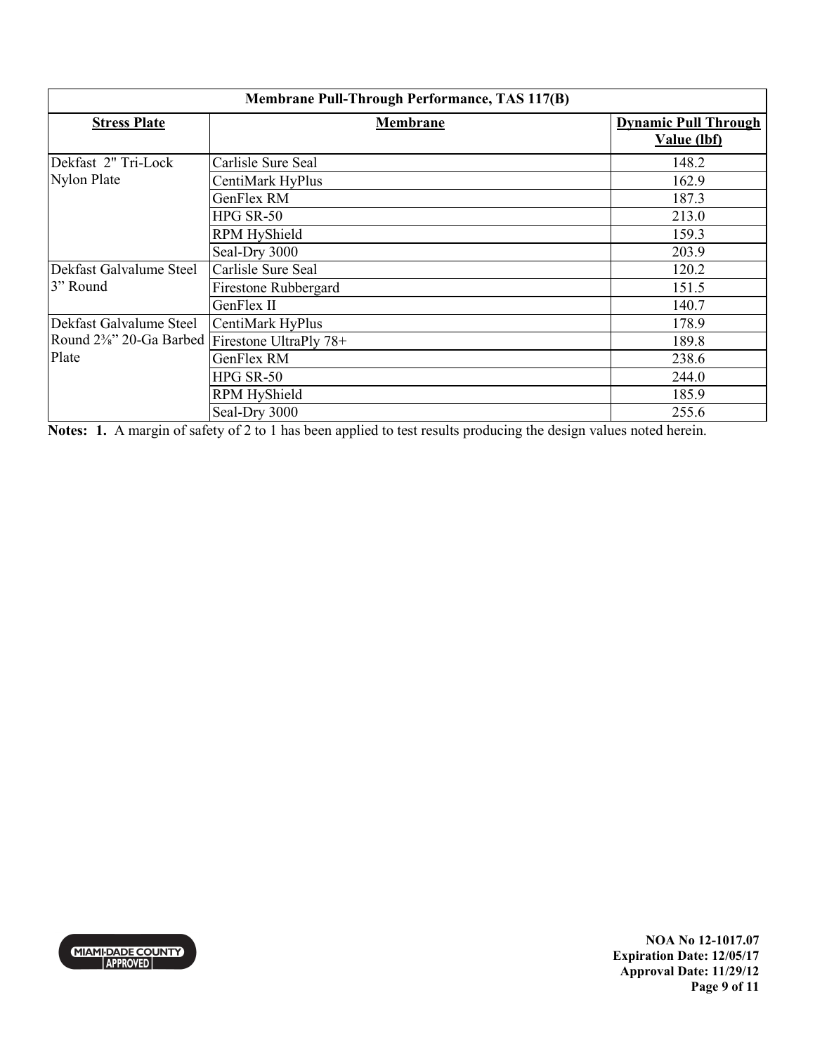| Membrane Pull-Through Performance, TAS 117(B) | | |
|---|---|---|
| **Stress Plate** | **Membrane** | **Dynamic Pull Through Value (lbf)** |
| Dekfast 2" Tri-Lock Nylon Plate | Carlisle Sure Seal | 148.2 |
| | CentiMark HyPlus | 162.9 |
| | GenFlex RM | 187.3 |
| | HPG SR-50 | 213.0 |
| | RPM HyShield | 159.3 |
| | Seal-Dry 3000 | 203.9 |
| Dekfast Galvalume Steel 3" Round | Carlisle Sure Seal | 120.2 |
| | Firestone Rubbergard | 151.5 |
| | GenFlex II | 140.7 |
| Dekfast Galvalume Steel Round 2⅜" 20-Ga Barbed Plate | CentiMark HyPlus | 178.9 |
| | Firestone UltraPly 78+ | 189.8 |
| | GenFlex RM | 238.6 |
| | HPG SR-50 | 244.0 |
| | RPM HyShield | 185.9 |
| | Seal-Dry 3000 | 255.6 |

**Notes: 1.** A margin of safety of 2 to 1 has been applied to test results producing the design values noted herein.

MIAMI-DADE COUNTY APPROVED

**NOA No 12-1017.07**
**Expiration Date: 12/05/17**
**Approval Date: 11/29/12**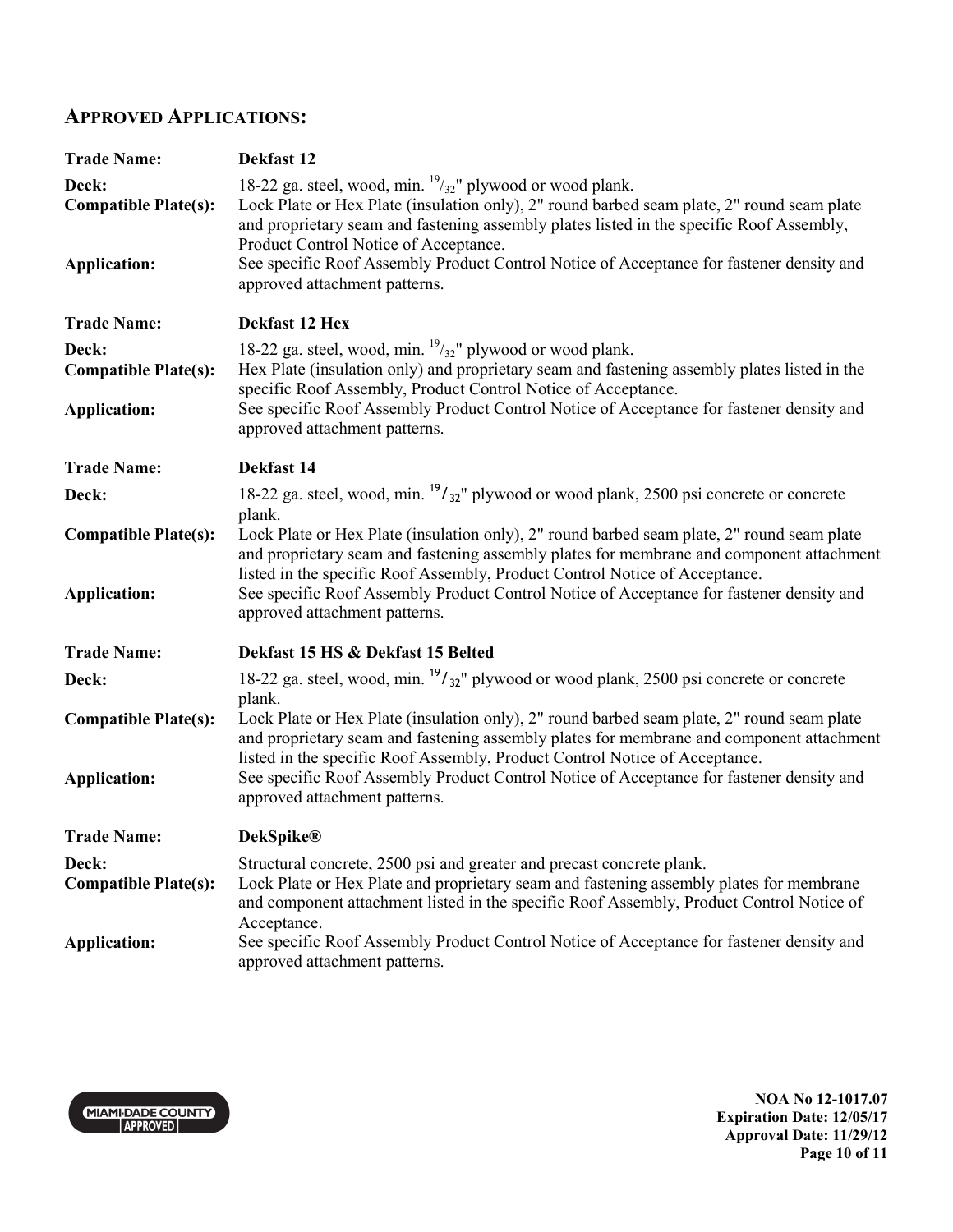## APPROVED APPLICATIONS:

**Trade Name:** **Dekfast 12**

**Deck:** 18-22 ga. steel, wood, min. $^{19}/_{32}$" plywood or wood plank.

**Compatible Plate(s):** Lock Plate or Hex Plate (insulation only), 2" round barbed seam plate, 2" round seam plate and proprietary seam and fastening assembly plates listed in the specific Roof Assembly, Product Control Notice of Acceptance.

**Application:** See specific Roof Assembly Product Control Notice of Acceptance for fastener density and approved attachment patterns.

**Trade Name:** **Dekfast 12 Hex**

**Deck:** 18-22 ga. steel, wood, min. $^{19}/_{32}$" plywood or wood plank.

**Compatible Plate(s):** Hex Plate (insulation only) and proprietary seam and fastening assembly plates listed in the specific Roof Assembly, Product Control Notice of Acceptance.

**Application:** See specific Roof Assembly Product Control Notice of Acceptance for fastener density and approved attachment patterns.

**Trade Name:** **Dekfast 14**

**Deck:** 18-22 ga. steel, wood, min. $^{19}/_{32}$" plywood or wood plank, 2500 psi concrete or concrete plank.

**Compatible Plate(s):** Lock Plate or Hex Plate (insulation only), 2" round barbed seam plate, 2" round seam plate and proprietary seam and fastening assembly plates for membrane and component attachment listed in the specific Roof Assembly, Product Control Notice of Acceptance.

**Application:** See specific Roof Assembly Product Control Notice of Acceptance for fastener density and approved attachment patterns.

**Trade Name:** **Dekfast 15 HS & Dekfast 15 Belted**

**Deck:** 18-22 ga. steel, wood, min. $^{19}/_{32}$" plywood or wood plank, 2500 psi concrete or concrete plank.

**Compatible Plate(s):** Lock Plate or Hex Plate (insulation only), 2" round barbed seam plate, 2" round seam plate and proprietary seam and fastening assembly plates for membrane and component attachment listed in the specific Roof Assembly, Product Control Notice of Acceptance.

**Application:** See specific Roof Assembly Product Control Notice of Acceptance for fastener density and approved attachment patterns.

**Trade Name:** **DekSpike®**

**Deck:** Structural concrete, 2500 psi and greater and precast concrete plank.

**Compatible Plate(s):** Lock Plate or Hex Plate and proprietary seam and fastening assembly plates for membrane and component attachment listed in the specific Roof Assembly, Product Control Notice of Acceptance.

**Application:** See specific Roof Assembly Product Control Notice of Acceptance for fastener density and approved attachment patterns.

MIAMI-DADE COUNTY APPROVED

**NOA No 12-1017.07**
**Expiration Date: 12/05/17**
**Approval Date: 11/29/12**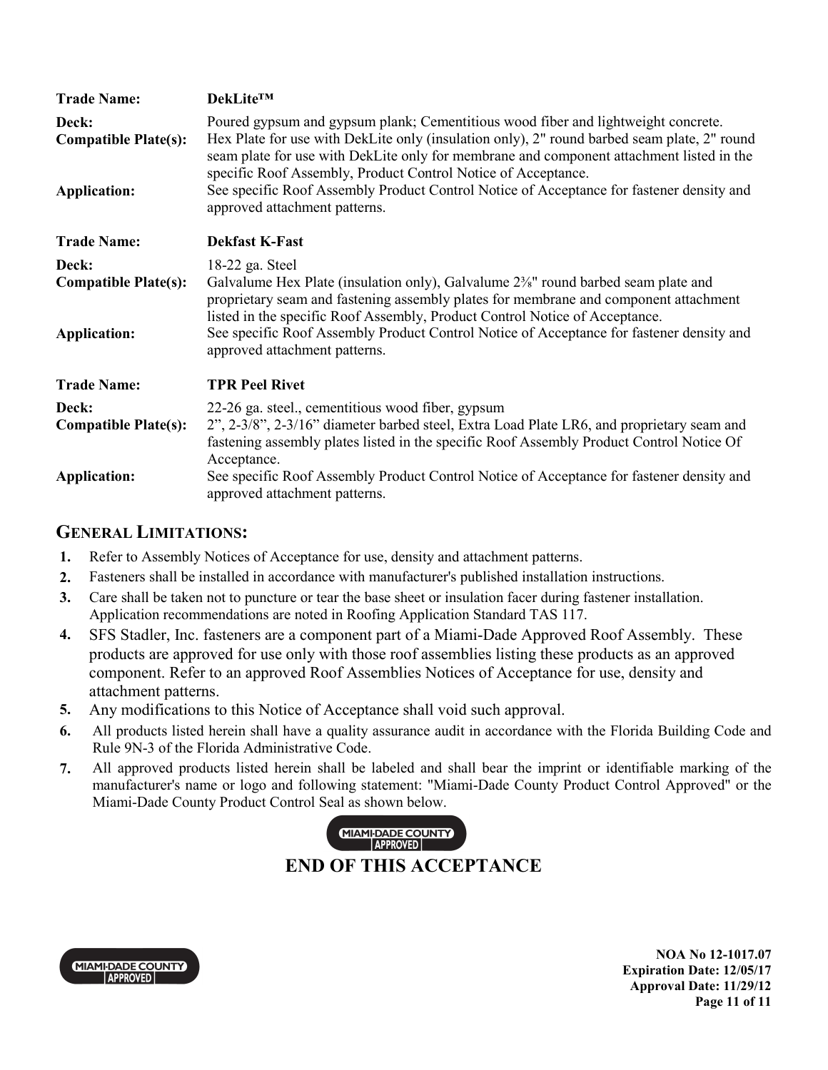**Trade Name:** **DekLite™**

**Deck:** Poured gypsum and gypsum plank; Cementitious wood fiber and lightweight concrete.

**Compatible Plate(s):** Hex Plate for use with DekLite only (insulation only), 2" round barbed seam plate, 2" round seam plate for use with DekLite only for membrane and component attachment listed in the specific Roof Assembly, Product Control Notice of Acceptance.

**Application:** See specific Roof Assembly Product Control Notice of Acceptance for fastener density and approved attachment patterns.

**Trade Name:** **Dekfast K-Fast**

**Deck:** 18-22 ga. Steel

**Compatible Plate(s):** Galvalume Hex Plate (insulation only), Galvalume 2⅜" round barbed seam plate and proprietary seam and fastening assembly plates for membrane and component attachment listed in the specific Roof Assembly, Product Control Notice of Acceptance.

**Application:** See specific Roof Assembly Product Control Notice of Acceptance for fastener density and approved attachment patterns.

**Trade Name:** **TPR Peel Rivet**

**Deck:** 22-26 ga. steel., cementitious wood fiber, gypsum

**Compatible Plate(s):** 2", 2-3/8", 2-3/16" diameter barbed steel, Extra Load Plate LR6, and proprietary seam and fastening assembly plates listed in the specific Roof Assembly Product Control Notice Of Acceptance.

**Application:** See specific Roof Assembly Product Control Notice of Acceptance for fastener density and approved attachment patterns.

## GENERAL LIMITATIONS:

1. Refer to Assembly Notices of Acceptance for use, density and attachment patterns.
2. Fasteners shall be installed in accordance with manufacturer's published installation instructions.
3. Care shall be taken not to puncture or tear the base sheet or insulation facer during fastener installation. Application recommendations are noted in Roofing Application Standard TAS 117.
4. SFS Stadler, Inc. fasteners are a component part of a Miami-Dade Approved Roof Assembly. These products are approved for use only with those roof assemblies listing these products as an approved component. Refer to an approved Roof Assemblies Notices of Acceptance for use, density and attachment patterns.
5. Any modifications to this Notice of Acceptance shall void such approval.
6. All products listed herein shall have a quality assurance audit in accordance with the Florida Building Code and Rule 9N-3 of the Florida Administrative Code.
7. All approved products listed herein shall be labeled and shall bear the imprint or identifiable marking of the manufacturer's name or logo and following statement: "Miami-Dade County Product Control Approved" or the Miami-Dade County Product Control Seal as shown below.

MIAMI-DADE COUNTY APPROVED

**END OF THIS ACCEPTANCE**

**NOA No 12-1017.07**
**Expiration Date: 12/05/17**
**Approval Date: 11/29/12**